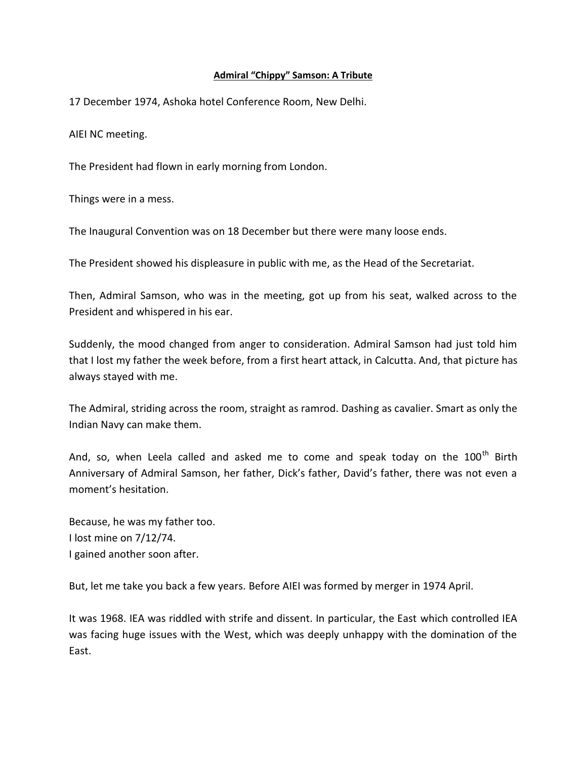# **Admiral "Chippy" Samson: A Tribute**

17 December 1974, Ashoka hotel Conference Room, New Delhi.

AIEI NC meeting.

The President had flown in early morning from London.

Things were in a mess.

The Inaugural Convention was on 18 December but there were many loose ends.

The President showed his displeasure in public with me, as the Head of the Secretariat.

Then, Admiral Samson, who was in the meeting, got up from his seat, walked across to the President and whispered in his ear.

Suddenly, the mood changed from anger to consideration. Admiral Samson had just told him that I lost my father the week before, from a first heart attack, in Calcutta. And, that picture has always stayed with me.

The Admiral, striding across the room, straight as ramrod. Dashing as cavalier. Smart as only the Indian Navy can make them.

And, so, when Leela called and asked me to come and speak today on the 100th Birth Anniversary of Admiral Samson, her father, Dick's father, David's father, there was not even a moment's hesitation.

Because, he was my father too.  
I lost mine on 7/12/74.  
I gained another soon after.

But, let me take you back a few years. Before AIEI was formed by merger in 1974 April.

It was 1968. IEA was riddled with strife and dissent. In particular, the East which controlled IEA was facing huge issues with the West, which was deeply unhappy with the domination of the East.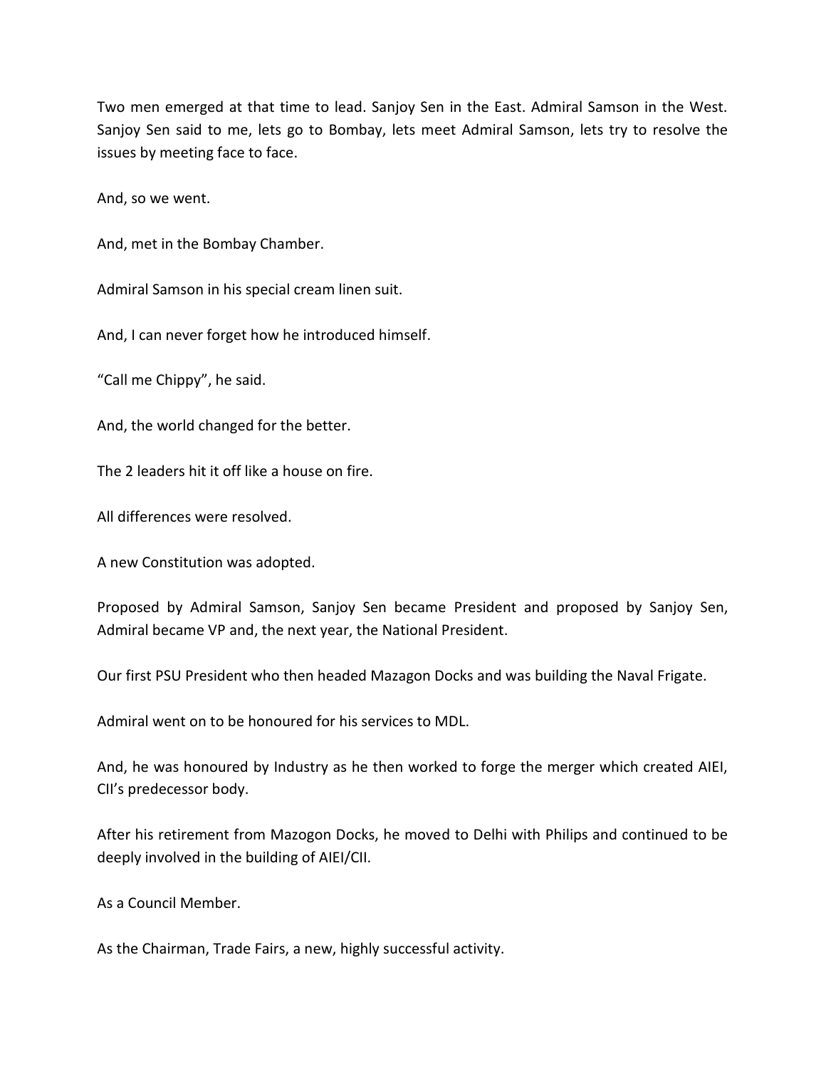Two men emerged at that time to lead. Sanjoy Sen in the East. Admiral Samson in the West. Sanjoy Sen said to me, lets go to Bombay, lets meet Admiral Samson, lets try to resolve the issues by meeting face to face.

And, so we went.

And, met in the Bombay Chamber.

Admiral Samson in his special cream linen suit.

And, I can never forget how he introduced himself.

“Call me Chippy”, he said.

And, the world changed for the better.

The 2 leaders hit it off like a house on fire.

All differences were resolved.

A new Constitution was adopted.

Proposed by Admiral Samson, Sanjoy Sen became President and proposed by Sanjoy Sen, Admiral became VP and, the next year, the National President.

Our first PSU President who then headed Mazagon Docks and was building the Naval Frigate.

Admiral went on to be honoured for his services to MDL.

And, he was honoured by Industry as he then worked to forge the merger which created AIEI, CII’s predecessor body.

After his retirement from Mazogon Docks, he moved to Delhi with Philips and continued to be deeply involved in the building of AIEI/CII.

As a Council Member.

As the Chairman, Trade Fairs, a new, highly successful activity.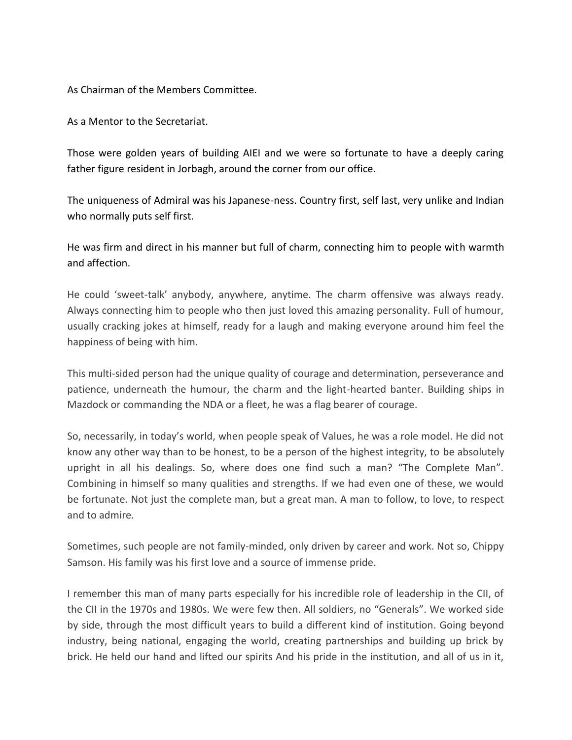As Chairman of the Members Committee.

As a Mentor to the Secretariat.

Those were golden years of building AIEI and we were so fortunate to have a deeply caring father figure resident in Jorbagh, around the corner from our office.

The uniqueness of Admiral was his Japanese-ness. Country first, self last, very unlike and Indian who normally puts self first.

He was firm and direct in his manner but full of charm, connecting him to people with warmth and affection.

He could 'sweet-talk' anybody, anywhere, anytime. The charm offensive was always ready. Always connecting him to people who then just loved this amazing personality. Full of humour, usually cracking jokes at himself, ready for a laugh and making everyone around him feel the happiness of being with him.

This multi-sided person had the unique quality of courage and determination, perseverance and patience, underneath the humour, the charm and the light-hearted banter. Building ships in Mazdock or commanding the NDA or a fleet, he was a flag bearer of courage.

So, necessarily, in today's world, when people speak of Values, he was a role model. He did not know any other way than to be honest, to be a person of the highest integrity, to be absolutely upright in all his dealings. So, where does one find such a man? "The Complete Man". Combining in himself so many qualities and strengths. If we had even one of these, we would be fortunate. Not just the complete man, but a great man. A man to follow, to love, to respect and to admire.

Sometimes, such people are not family-minded, only driven by career and work. Not so, Chippy Samson. His family was his first love and a source of immense pride.

I remember this man of many parts especially for his incredible role of leadership in the CII, of the CII in the 1970s and 1980s. We were few then. All soldiers, no "Generals". We worked side by side, through the most difficult years to build a different kind of institution. Going beyond industry, being national, engaging the world, creating partnerships and building up brick by brick. He held our hand and lifted our spirits And his pride in the institution, and all of us in it,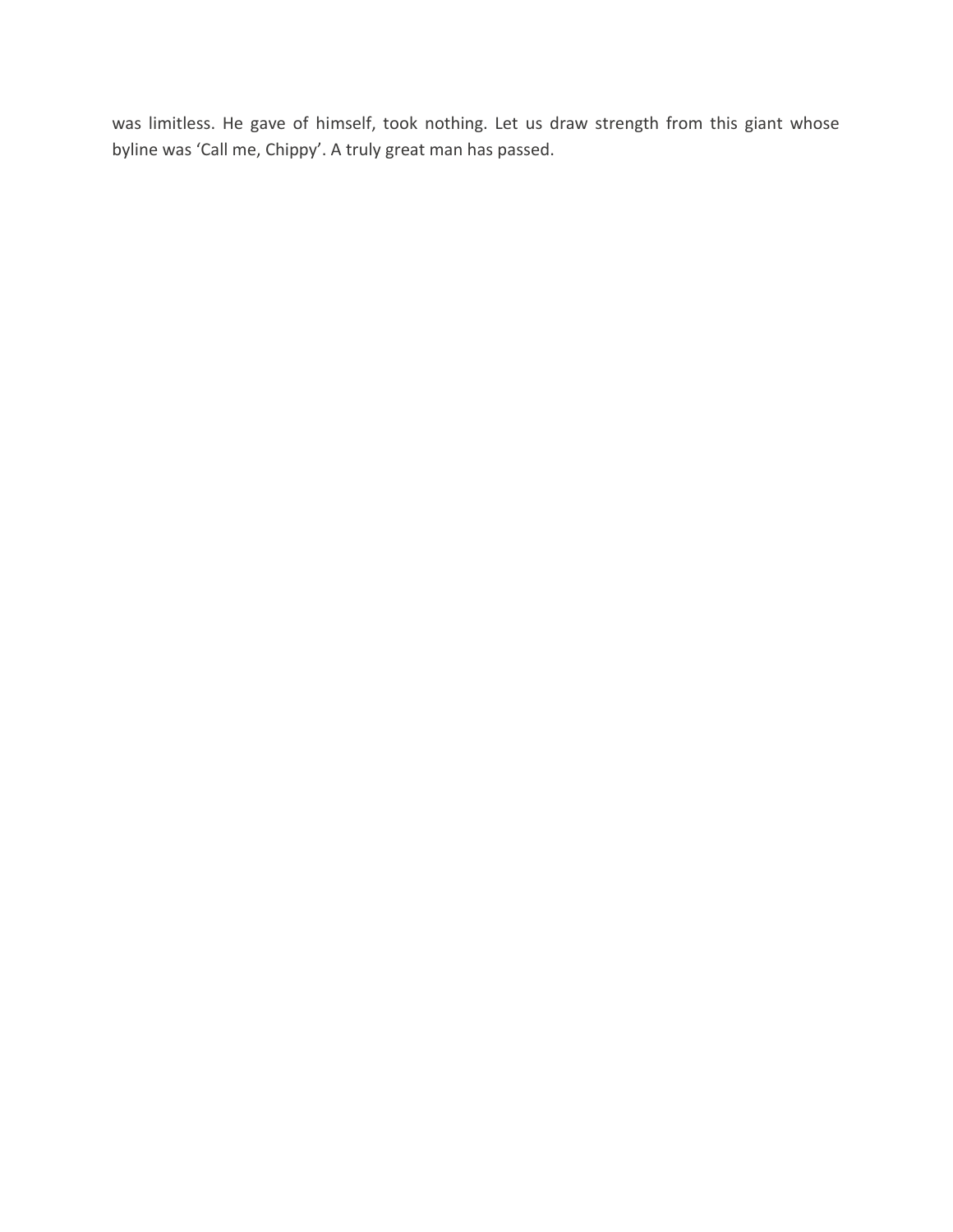was limitless. He gave of himself, took nothing. Let us draw strength from this giant whose byline was ‘Call me, Chippy’. A truly great man has passed.